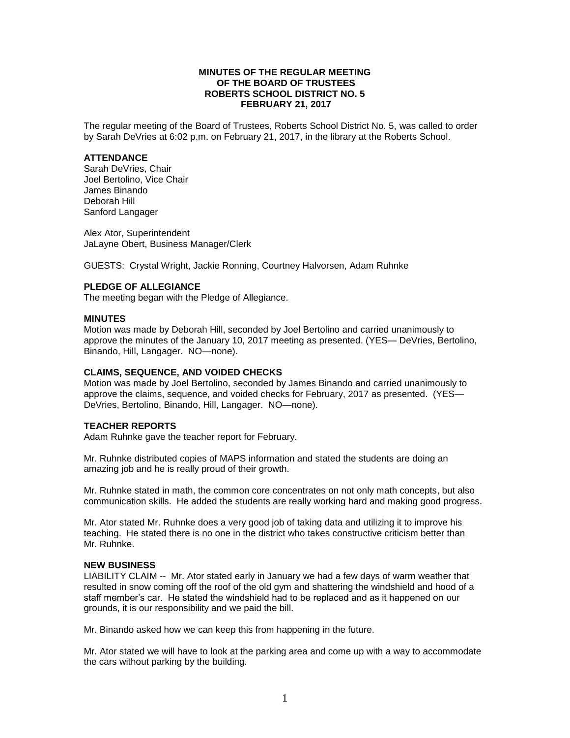**MINUTES OF THE REGULAR MEETING**
**OF THE BOARD OF TRUSTEES**
**ROBERTS SCHOOL DISTRICT NO. 5**
**FEBRUARY 21, 2017**

The regular meeting of the Board of Trustees, Roberts School District No. 5, was called to order by Sarah DeVries at 6:02 p.m. on February 21, 2017, in the library at the Roberts School.

**ATTENDANCE**

Sarah DeVries, Chair
Joel Bertolino, Vice Chair
James Binando
Deborah Hill
Sanford Langager

Alex Ator, Superintendent
JaLayne Obert, Business Manager/Clerk

GUESTS: Crystal Wright, Jackie Ronning, Courtney Halvorsen, Adam Ruhnke

**PLEDGE OF ALLEGIANCE**

The meeting began with the Pledge of Allegiance.

**MINUTES**

Motion was made by Deborah Hill, seconded by Joel Bertolino and carried unanimously to approve the minutes of the January 10, 2017 meeting as presented. (YES— DeVries, Bertolino, Binando, Hill, Langager. NO—none).

**CLAIMS, SEQUENCE, AND VOIDED CHECKS**

Motion was made by Joel Bertolino, seconded by James Binando and carried unanimously to approve the claims, sequence, and voided checks for February, 2017 as presented. (YES— DeVries, Bertolino, Binando, Hill, Langager. NO—none).

**TEACHER REPORTS**

Adam Ruhnke gave the teacher report for February.

Mr. Ruhnke distributed copies of MAPS information and stated the students are doing an amazing job and he is really proud of their growth.

Mr. Ruhnke stated in math, the common core concentrates on not only math concepts, but also communication skills. He added the students are really working hard and making good progress.

Mr. Ator stated Mr. Ruhnke does a very good job of taking data and utilizing it to improve his teaching. He stated there is no one in the district who takes constructive criticism better than Mr. Ruhnke.

**NEW BUSINESS**

LIABILITY CLAIM -- Mr. Ator stated early in January we had a few days of warm weather that resulted in snow coming off the roof of the old gym and shattering the windshield and hood of a staff member's car. He stated the windshield had to be replaced and as it happened on our grounds, it is our responsibility and we paid the bill.

Mr. Binando asked how we can keep this from happening in the future.

Mr. Ator stated we will have to look at the parking area and come up with a way to accommodate the cars without parking by the building.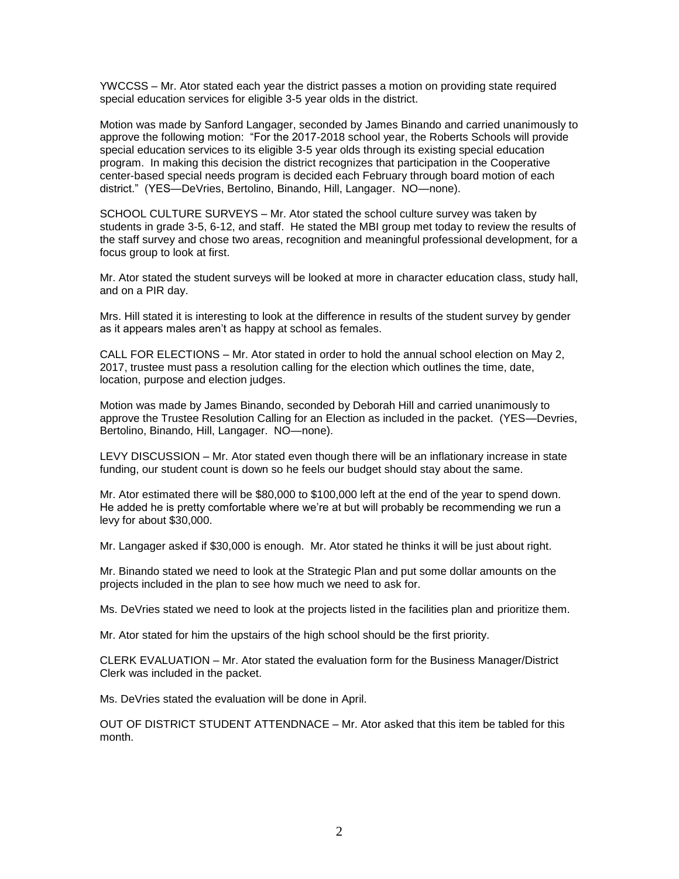YWCCSS – Mr. Ator stated each year the district passes a motion on providing state required special education services for eligible 3-5 year olds in the district.

Motion was made by Sanford Langager, seconded by James Binando and carried unanimously to approve the following motion: "For the 2017-2018 school year, the Roberts Schools will provide special education services to its eligible 3-5 year olds through its existing special education program. In making this decision the district recognizes that participation in the Cooperative center-based special needs program is decided each February through board motion of each district." (YES—DeVries, Bertolino, Binando, Hill, Langager. NO—none).

SCHOOL CULTURE SURVEYS – Mr. Ator stated the school culture survey was taken by students in grade 3-5, 6-12, and staff. He stated the MBI group met today to review the results of the staff survey and chose two areas, recognition and meaningful professional development, for a focus group to look at first.

Mr. Ator stated the student surveys will be looked at more in character education class, study hall, and on a PIR day.

Mrs. Hill stated it is interesting to look at the difference in results of the student survey by gender as it appears males aren't as happy at school as females.

CALL FOR ELECTIONS – Mr. Ator stated in order to hold the annual school election on May 2, 2017, trustee must pass a resolution calling for the election which outlines the time, date, location, purpose and election judges.

Motion was made by James Binando, seconded by Deborah Hill and carried unanimously to approve the Trustee Resolution Calling for an Election as included in the packet. (YES—Devries, Bertolino, Binando, Hill, Langager. NO—none).

LEVY DISCUSSION – Mr. Ator stated even though there will be an inflationary increase in state funding, our student count is down so he feels our budget should stay about the same.

Mr. Ator estimated there will be $80,000 to $100,000 left at the end of the year to spend down. He added he is pretty comfortable where we're at but will probably be recommending we run a levy for about $30,000.

Mr. Langager asked if $30,000 is enough. Mr. Ator stated he thinks it will be just about right.

Mr. Binando stated we need to look at the Strategic Plan and put some dollar amounts on the projects included in the plan to see how much we need to ask for.

Ms. DeVries stated we need to look at the projects listed in the facilities plan and prioritize them.

Mr. Ator stated for him the upstairs of the high school should be the first priority.

CLERK EVALUATION – Mr. Ator stated the evaluation form for the Business Manager/District Clerk was included in the packet.

Ms. DeVries stated the evaluation will be done in April.

OUT OF DISTRICT STUDENT ATTENDNACE – Mr. Ator asked that this item be tabled for this month.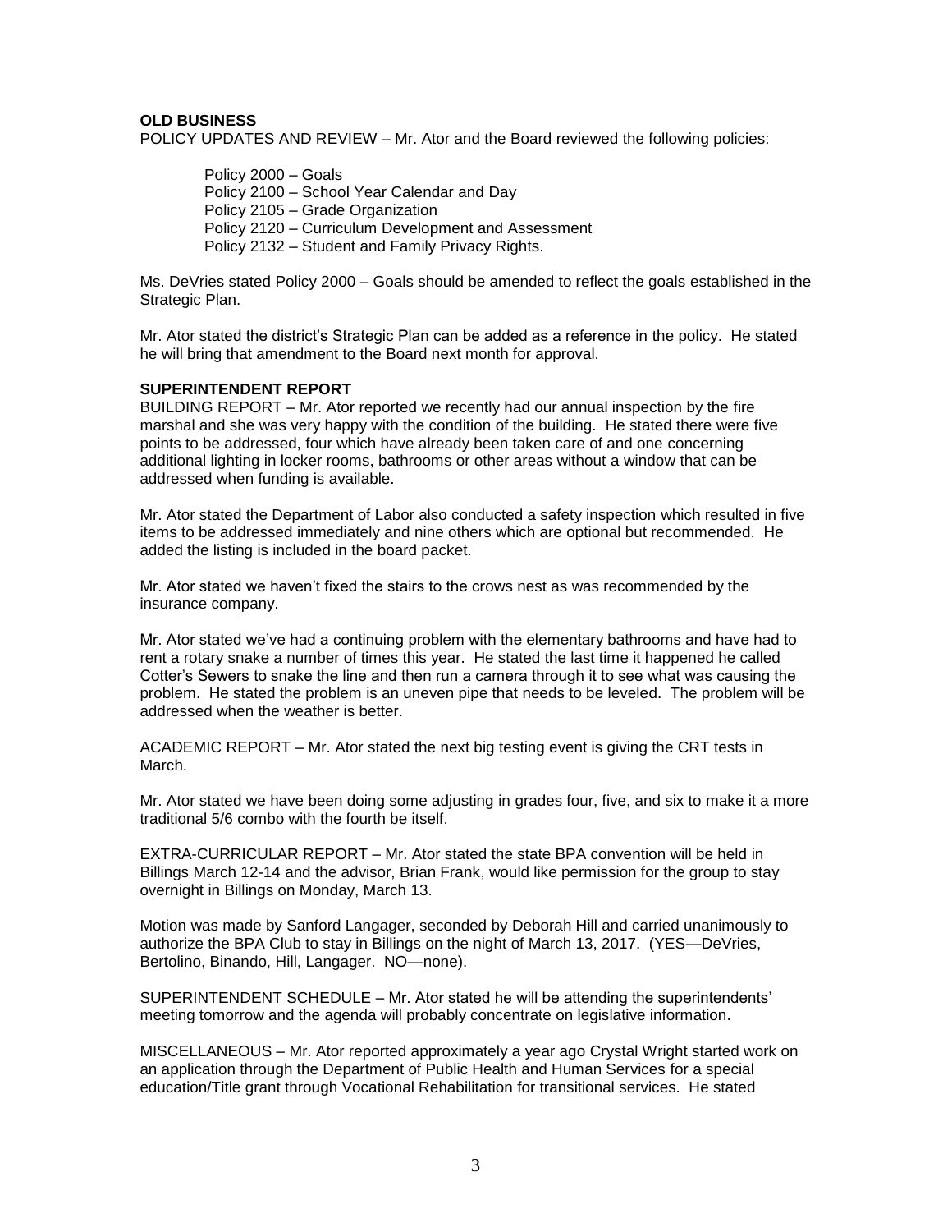**OLD BUSINESS**

POLICY UPDATES AND REVIEW – Mr. Ator and the Board reviewed the following policies:

Policy 2000 – Goals
Policy 2100 – School Year Calendar and Day
Policy 2105 – Grade Organization
Policy 2120 – Curriculum Development and Assessment
Policy 2132 – Student and Family Privacy Rights.

Ms. DeVries stated Policy 2000 – Goals should be amended to reflect the goals established in the Strategic Plan.

Mr. Ator stated the district's Strategic Plan can be added as a reference in the policy. He stated he will bring that amendment to the Board next month for approval.

**SUPERINTENDENT REPORT**

BUILDING REPORT – Mr. Ator reported we recently had our annual inspection by the fire marshal and she was very happy with the condition of the building. He stated there were five points to be addressed, four which have already been taken care of and one concerning additional lighting in locker rooms, bathrooms or other areas without a window that can be addressed when funding is available.

Mr. Ator stated the Department of Labor also conducted a safety inspection which resulted in five items to be addressed immediately and nine others which are optional but recommended. He added the listing is included in the board packet.

Mr. Ator stated we haven't fixed the stairs to the crows nest as was recommended by the insurance company.

Mr. Ator stated we've had a continuing problem with the elementary bathrooms and have had to rent a rotary snake a number of times this year. He stated the last time it happened he called Cotter's Sewers to snake the line and then run a camera through it to see what was causing the problem. He stated the problem is an uneven pipe that needs to be leveled. The problem will be addressed when the weather is better.

ACADEMIC REPORT – Mr. Ator stated the next big testing event is giving the CRT tests in March.

Mr. Ator stated we have been doing some adjusting in grades four, five, and six to make it a more traditional 5/6 combo with the fourth be itself.

EXTRA-CURRICULAR REPORT – Mr. Ator stated the state BPA convention will be held in Billings March 12-14 and the advisor, Brian Frank, would like permission for the group to stay overnight in Billings on Monday, March 13.

Motion was made by Sanford Langager, seconded by Deborah Hill and carried unanimously to authorize the BPA Club to stay in Billings on the night of March 13, 2017. (YES—DeVries, Bertolino, Binando, Hill, Langager. NO—none).

SUPERINTENDENT SCHEDULE – Mr. Ator stated he will be attending the superintendents' meeting tomorrow and the agenda will probably concentrate on legislative information.

MISCELLANEOUS – Mr. Ator reported approximately a year ago Crystal Wright started work on an application through the Department of Public Health and Human Services for a special education/Title grant through Vocational Rehabilitation for transitional services. He stated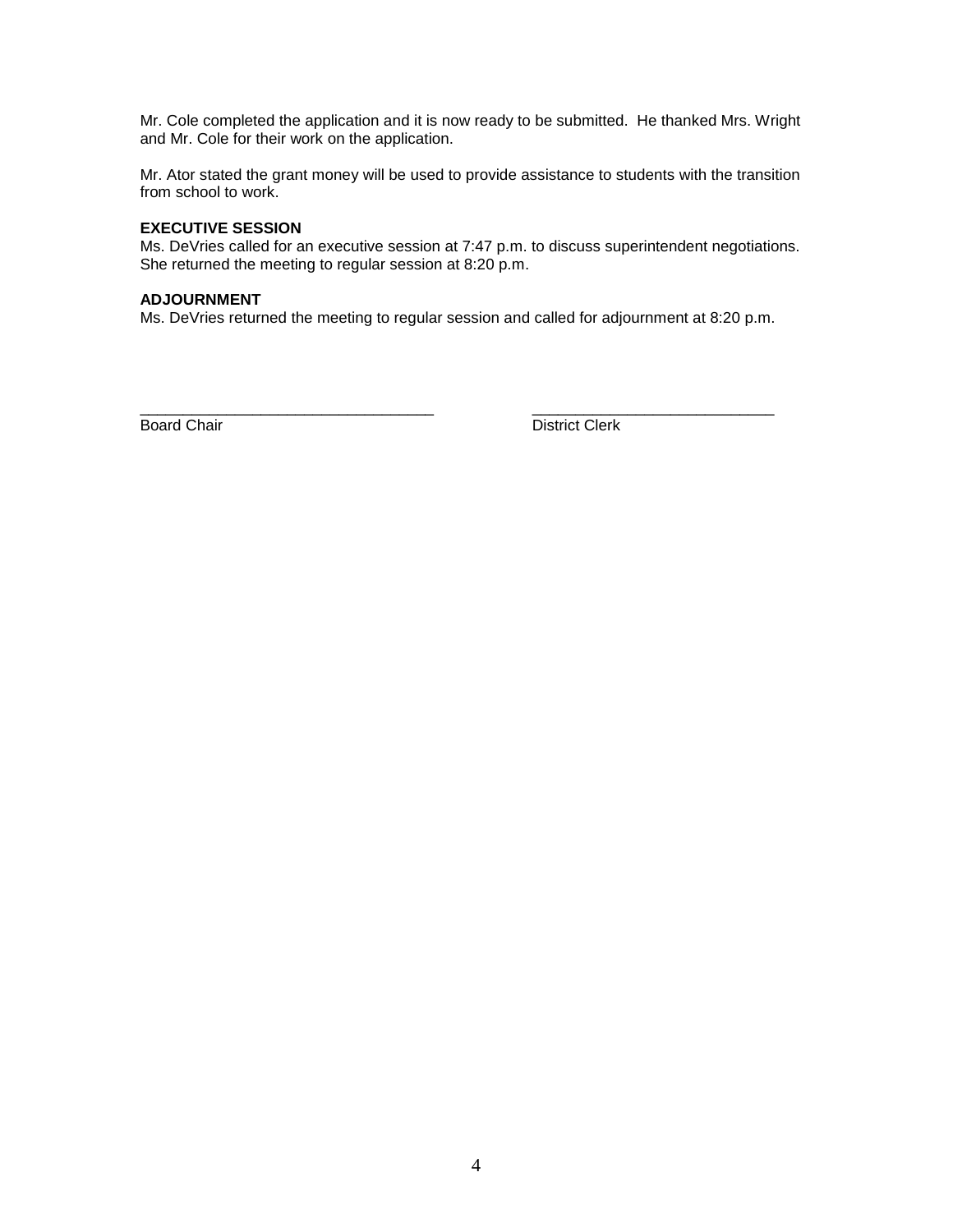Mr. Cole completed the application and it is now ready to be submitted. He thanked Mrs. Wright and Mr. Cole for their work on the application.

Mr. Ator stated the grant money will be used to provide assistance to students with the transition from school to work.

**EXECUTIVE SESSION**
Ms. DeVries called for an executive session at 7:47 p.m. to discuss superintendent negotiations. She returned the meeting to regular session at 8:20 p.m.

**ADJOURNMENT**
Ms. DeVries returned the meeting to regular session and called for adjournment at 8:20 p.m.

_________________________________ _____________________________
Board Chair District Clerk